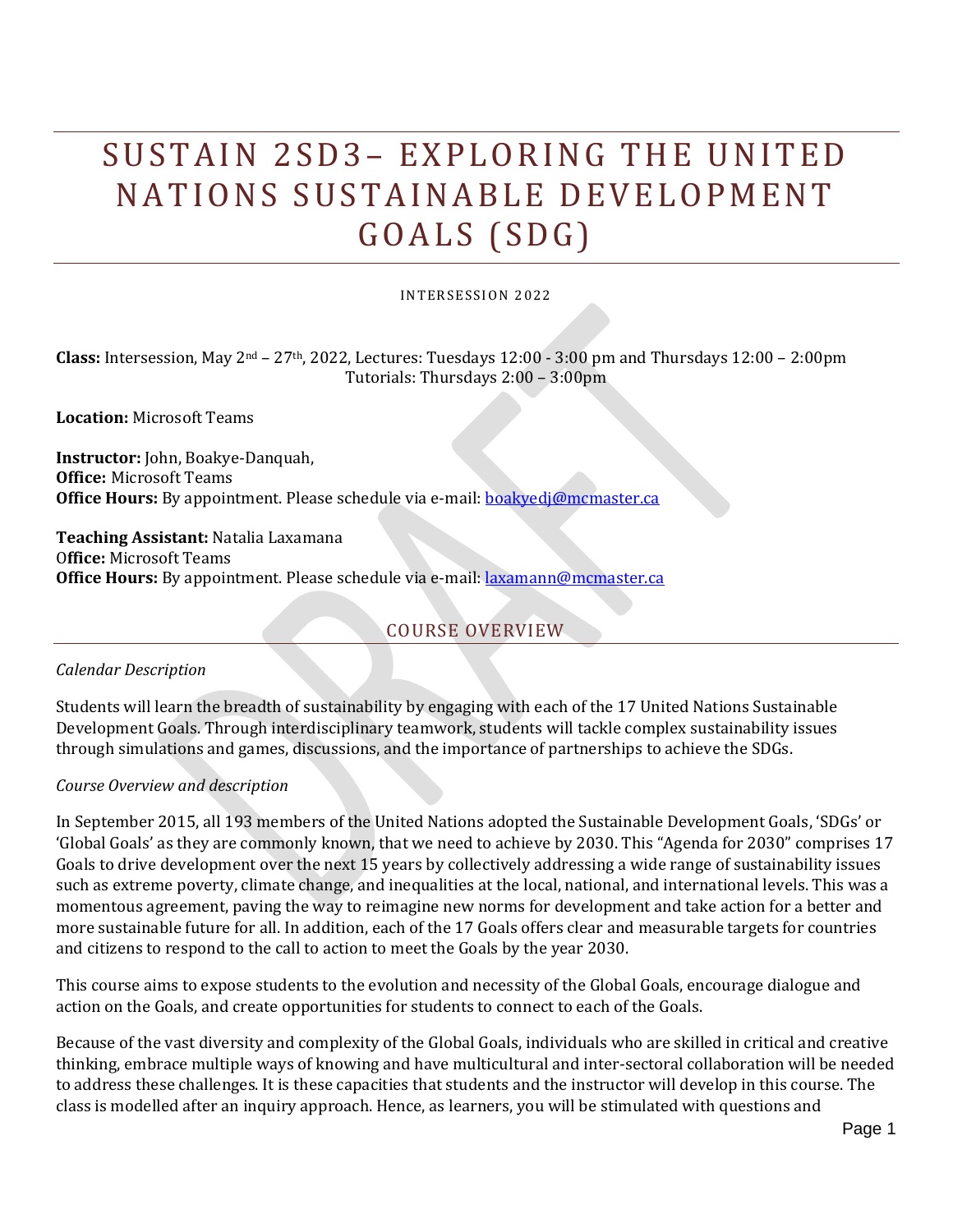# SUSTAIN 2SD3– EXPLORING THE UNITED NATIONS SUSTAINABLE DEVELOPMENT GOALS (SDG)

INTERSESSION 2022

**Class:** Intersession, May 2nd – 27th, 2022, Lectures: Tuesdays 12:00 - 3:00 pm and Thursdays 12:00 – 2:00pm Tutorials: Thursdays 2:00 – 3:00pm

**Location:** Microsoft Teams

**Instructor:** John, Boakye-Danquah,
**Office:** Microsoft Teams
**Office Hours:** By appointment. Please schedule via e-mail: boakyedj@mcmaster.ca

**Teaching Assistant:** Natalia Laxamana
**Office:** Microsoft Teams
**Office Hours:** By appointment. Please schedule via e-mail: laxamann@mcmaster.ca

## COURSE OVERVIEW

*Calendar Description*

Students will learn the breadth of sustainability by engaging with each of the 17 United Nations Sustainable Development Goals. Through interdisciplinary teamwork, students will tackle complex sustainability issues through simulations and games, discussions, and the importance of partnerships to achieve the SDGs.

*Course Overview and description*

In September 2015, all 193 members of the United Nations adopted the Sustainable Development Goals, 'SDGs' or 'Global Goals' as they are commonly known, that we need to achieve by 2030. This "Agenda for 2030" comprises 17 Goals to drive development over the next 15 years by collectively addressing a wide range of sustainability issues such as extreme poverty, climate change, and inequalities at the local, national, and international levels. This was a momentous agreement, paving the way to reimagine new norms for development and take action for a better and more sustainable future for all. In addition, each of the 17 Goals offers clear and measurable targets for countries and citizens to respond to the call to action to meet the Goals by the year 2030.

This course aims to expose students to the evolution and necessity of the Global Goals, encourage dialogue and action on the Goals, and create opportunities for students to connect to each of the Goals.

Because of the vast diversity and complexity of the Global Goals, individuals who are skilled in critical and creative thinking, embrace multiple ways of knowing and have multicultural and inter-sectoral collaboration will be needed to address these challenges. It is these capacities that students and the instructor will develop in this course. The class is modelled after an inquiry approach. Hence, as learners, you will be stimulated with questions and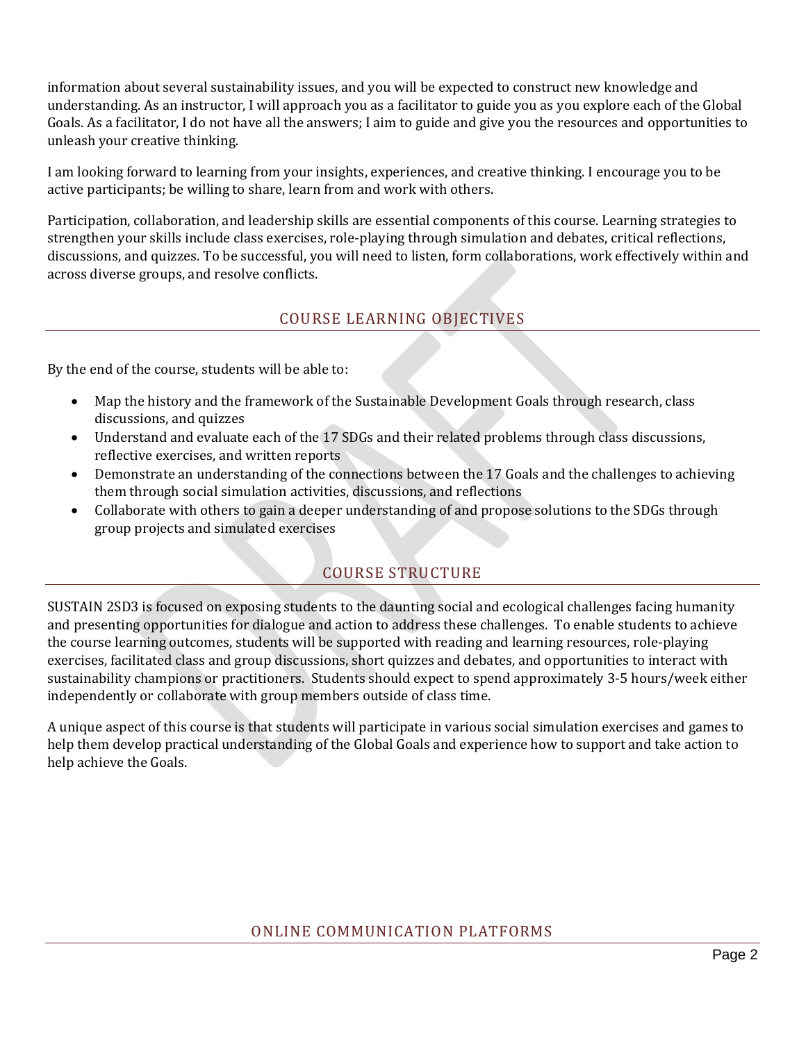information about several sustainability issues, and you will be expected to construct new knowledge and understanding. As an instructor, I will approach you as a facilitator to guide you as you explore each of the Global Goals. As a facilitator, I do not have all the answers; I aim to guide and give you the resources and opportunities to unleash your creative thinking.

I am looking forward to learning from your insights, experiences, and creative thinking. I encourage you to be active participants; be willing to share, learn from and work with others.

Participation, collaboration, and leadership skills are essential components of this course. Learning strategies to strengthen your skills include class exercises, role-playing through simulation and debates, critical reflections, discussions, and quizzes. To be successful, you will need to listen, form collaborations, work effectively within and across diverse groups, and resolve conflicts.

## COURSE LEARNING OBJECTIVES

By the end of the course, students will be able to:

- Map the history and the framework of the Sustainable Development Goals through research, class discussions, and quizzes
- Understand and evaluate each of the 17 SDGs and their related problems through class discussions, reflective exercises, and written reports
- Demonstrate an understanding of the connections between the 17 Goals and the challenges to achieving them through social simulation activities, discussions, and reflections
- Collaborate with others to gain a deeper understanding of and propose solutions to the SDGs through group projects and simulated exercises

## COURSE STRUCTURE

SUSTAIN 2SD3 is focused on exposing students to the daunting social and ecological challenges facing humanity and presenting opportunities for dialogue and action to address these challenges. To enable students to achieve the course learning outcomes, students will be supported with reading and learning resources, role-playing exercises, facilitated class and group discussions, short quizzes and debates, and opportunities to interact with sustainability champions or practitioners. Students should expect to spend approximately 3-5 hours/week either independently or collaborate with group members outside of class time.

A unique aspect of this course is that students will participate in various social simulation exercises and games to help them develop practical understanding of the Global Goals and experience how to support and take action to help achieve the Goals.

## ONLINE COMMUNICATION PLATFORMS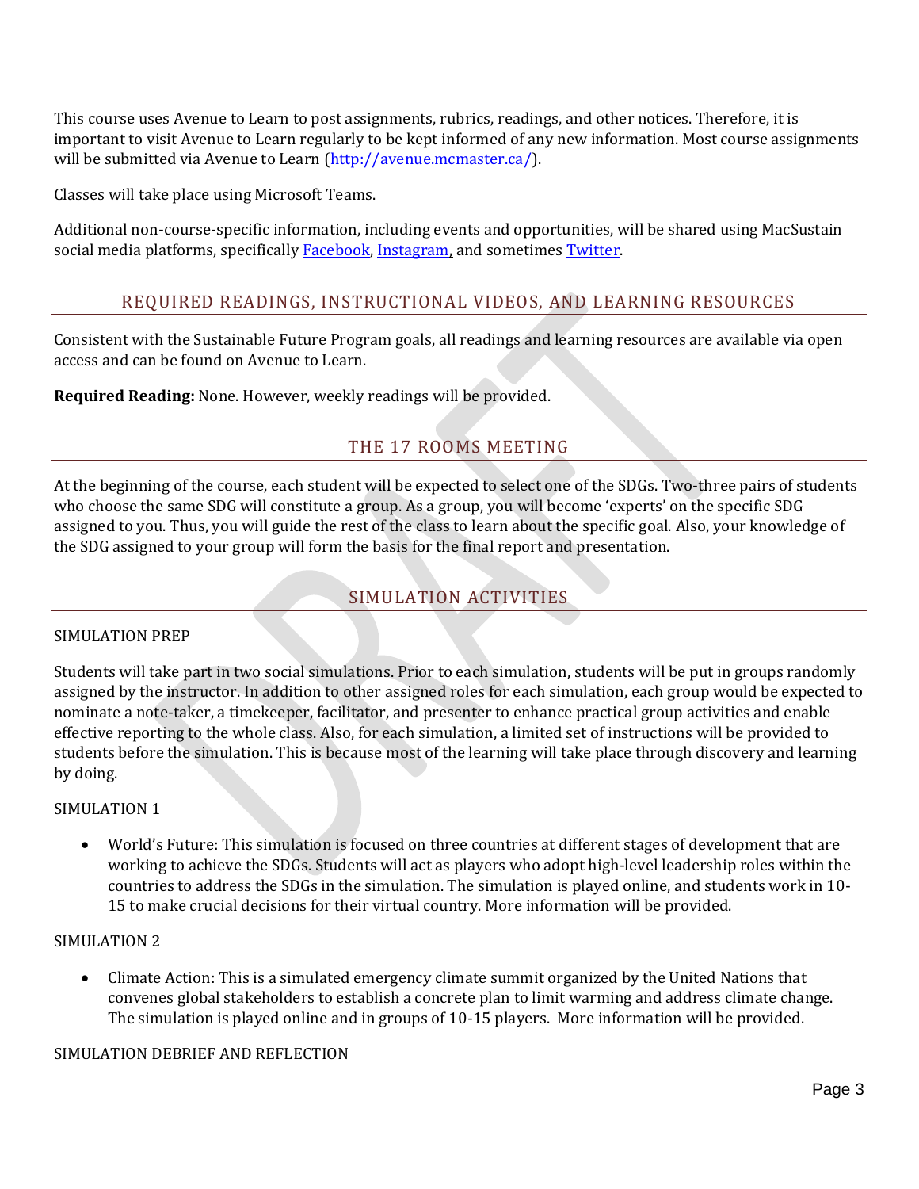This course uses Avenue to Learn to post assignments, rubrics, readings, and other notices. Therefore, it is important to visit Avenue to Learn regularly to be kept informed of any new information. Most course assignments will be submitted via Avenue to Learn (http://avenue.mcmaster.ca/).

Classes will take place using Microsoft Teams.

Additional non-course-specific information, including events and opportunities, will be shared using MacSustain social media platforms, specifically Facebook, Instagram, and sometimes Twitter.

## REQUIRED READINGS, INSTRUCTIONAL VIDEOS, AND LEARNING RESOURCES

Consistent with the Sustainable Future Program goals, all readings and learning resources are available via open access and can be found on Avenue to Learn.

**Required Reading:** None. However, weekly readings will be provided.

## THE 17 ROOMS MEETING

At the beginning of the course, each student will be expected to select one of the SDGs. Two-three pairs of students who choose the same SDG will constitute a group. As a group, you will become 'experts' on the specific SDG assigned to you. Thus, you will guide the rest of the class to learn about the specific goal. Also, your knowledge of the SDG assigned to your group will form the basis for the final report and presentation.

## SIMULATION ACTIVITIES

### SIMULATION PREP

Students will take part in two social simulations. Prior to each simulation, students will be put in groups randomly assigned by the instructor. In addition to other assigned roles for each simulation, each group would be expected to nominate a note-taker, a timekeeper, facilitator, and presenter to enhance practical group activities and enable effective reporting to the whole class. Also, for each simulation, a limited set of instructions will be provided to students before the simulation. This is because most of the learning will take place through discovery and learning by doing.

### SIMULATION 1

- World's Future: This simulation is focused on three countries at different stages of development that are working to achieve the SDGs. Students will act as players who adopt high-level leadership roles within the countries to address the SDGs in the simulation. The simulation is played online, and students work in 10-15 to make crucial decisions for their virtual country. More information will be provided.

### SIMULATION 2

- Climate Action: This is a simulated emergency climate summit organized by the United Nations that convenes global stakeholders to establish a concrete plan to limit warming and address climate change. The simulation is played online and in groups of 10-15 players. More information will be provided.

### SIMULATION DEBRIEF AND REFLECTION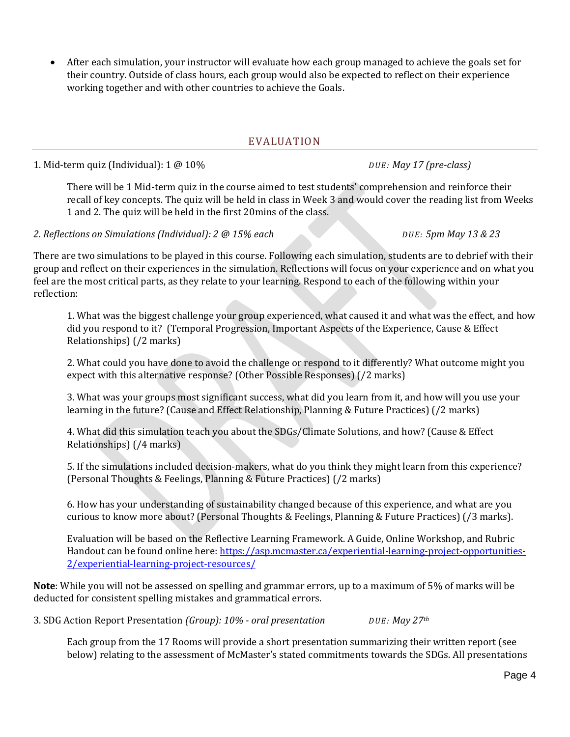- After each simulation, your instructor will evaluate how each group managed to achieve the goals set for their country. Outside of class hours, each group would also be expected to reflect on their experience working together and with other countries to achieve the Goals.

## EVALUATION

1. Mid-term quiz (Individual): 1 @ 10% *DUE: May 17 (pre-class)*

   There will be 1 Mid-term quiz in the course aimed to test students' comprehension and reinforce their recall of key concepts. The quiz will be held in class in Week 3 and would cover the reading list from Weeks 1 and 2. The quiz will be held in the first 20mins of the class.

*2. Reflections on Simulations (Individual): 2 @ 15% each* *DUE: 5pm May 13 & 23*

There are two simulations to be played in this course. Following each simulation, students are to debrief with their group and reflect on their experiences in the simulation. Reflections will focus on your experience and on what you feel are the most critical parts, as they relate to your learning. Respond to each of the following within your reflection:

1. What was the biggest challenge your group experienced, what caused it and what was the effect, and how did you respond to it? (Temporal Progression, Important Aspects of the Experience, Cause & Effect Relationships) (/2 marks)

2. What could you have done to avoid the challenge or respond to it differently? What outcome might you expect with this alternative response? (Other Possible Responses) (/2 marks)

3. What was your groups most significant success, what did you learn from it, and how will you use your learning in the future? (Cause and Effect Relationship, Planning & Future Practices) (/2 marks)

4. What did this simulation teach you about the SDGs/Climate Solutions, and how? (Cause & Effect Relationships) (/4 marks)

5. If the simulations included decision-makers, what do you think they might learn from this experience? (Personal Thoughts & Feelings, Planning & Future Practices) (/2 marks)

6. How has your understanding of sustainability changed because of this experience, and what are you curious to know more about? (Personal Thoughts & Feelings, Planning & Future Practices) (/3 marks).

Evaluation will be based on the Reflective Learning Framework. A Guide, Online Workshop, and Rubric Handout can be found online here: https://asp.mcmaster.ca/experiential-learning-project-opportunities-2/experiential-learning-project-resources/

**Note**: While you will not be assessed on spelling and grammar errors, up to a maximum of 5% of marks will be deducted for consistent spelling mistakes and grammatical errors.

3. SDG Action Report Presentation *(Group): 10% - oral presentation* *DUE: May 27th*

   Each group from the 17 Rooms will provide a short presentation summarizing their written report (see below) relating to the assessment of McMaster's stated commitments towards the SDGs. All presentations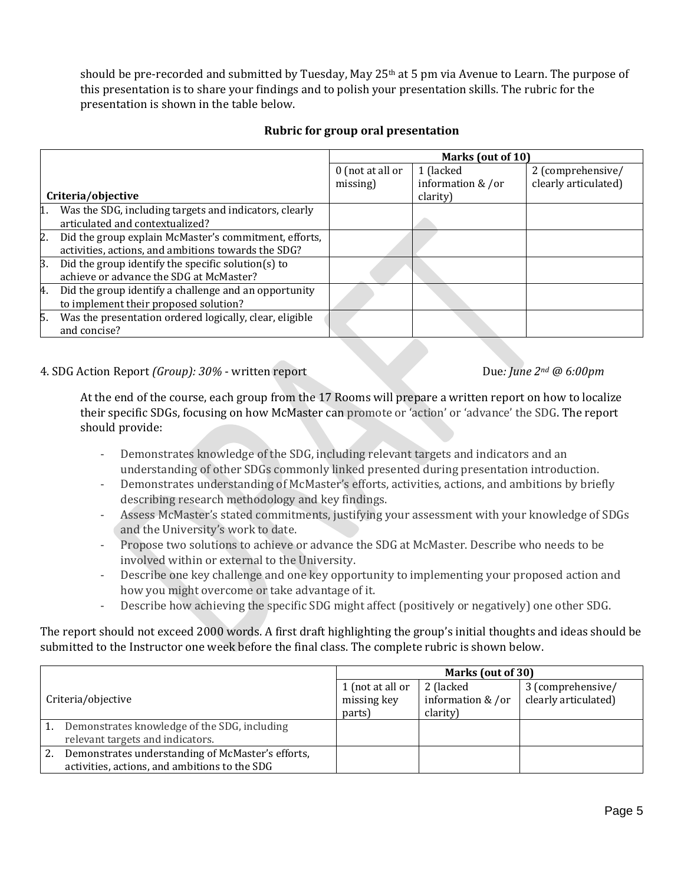should be pre-recorded and submitted by Tuesday, May 25th at 5 pm via Avenue to Learn. The purpose of this presentation is to share your findings and to polish your presentation skills. The rubric for the presentation is shown in the table below.

**Rubric for group oral presentation**

| Criteria/objective | Marks (out of 10) | | |
|---|---|---|---|
| | 0 (not at all or missing) | 1 (lacked information & /or clarity) | 2 (comprehensive/ clearly articulated) |
| 1. Was the SDG, including targets and indicators, clearly articulated and contextualized? | | | |
| 2. Did the group explain McMaster's commitment, efforts, activities, actions, and ambitions towards the SDG? | | | |
| 3. Did the group identify the specific solution(s) to achieve or advance the SDG at McMaster? | | | |
| 4. Did the group identify a challenge and an opportunity to implement their proposed solution? | | | |
| 5. Was the presentation ordered logically, clear, eligible and concise? | | | |

4. SDG Action Report *(Group): 30%* - written report Due*: June 2nd @ 6:00pm*

At the end of the course, each group from the 17 Rooms will prepare a written report on how to localize their specific SDGs, focusing on how McMaster can promote or 'action' or 'advance' the SDG. The report should provide:

- Demonstrates knowledge of the SDG, including relevant targets and indicators and an understanding of other SDGs commonly linked presented during presentation introduction.
- Demonstrates understanding of McMaster's efforts, activities, actions, and ambitions by briefly describing research methodology and key findings.
- Assess McMaster's stated commitments, justifying your assessment with your knowledge of SDGs and the University's work to date.
- Propose two solutions to achieve or advance the SDG at McMaster. Describe who needs to be involved within or external to the University.
- Describe one key challenge and one key opportunity to implementing your proposed action and how you might overcome or take advantage of it.
- Describe how achieving the specific SDG might affect (positively or negatively) one other SDG.

The report should not exceed 2000 words. A first draft highlighting the group's initial thoughts and ideas should be submitted to the Instructor one week before the final class. The complete rubric is shown below.

| Criteria/objective | Marks (out of 30) | | |
|---|---|---|---|
| | 1 (not at all or missing key parts) | 2 (lacked information & /or clarity) | 3 (comprehensive/ clearly articulated) |
| 1. Demonstrates knowledge of the SDG, including relevant targets and indicators. | | | |
| 2. Demonstrates understanding of McMaster's efforts, activities, actions, and ambitions to the SDG | | | |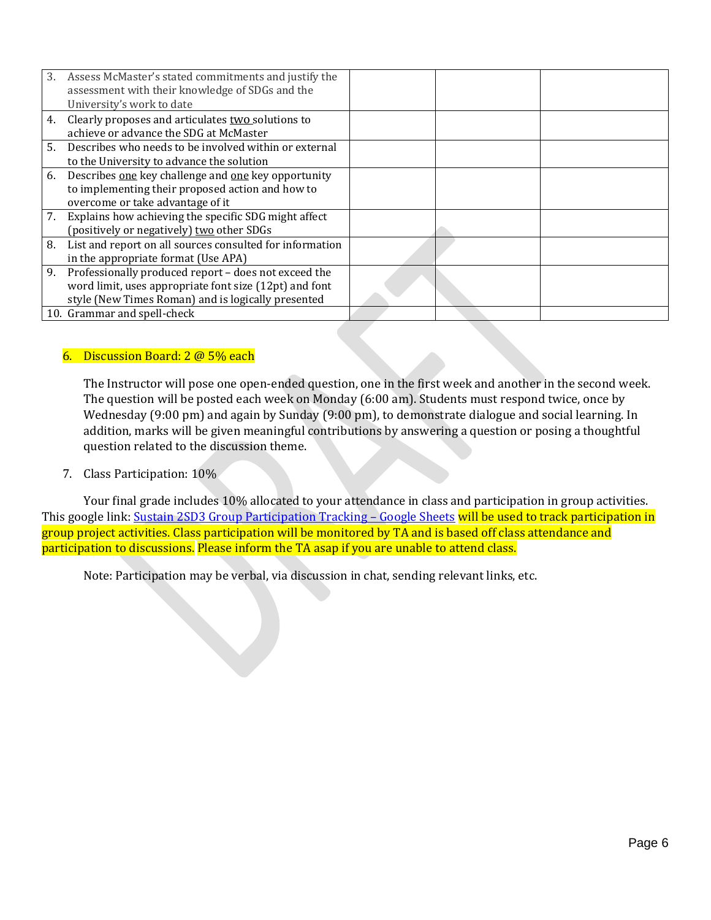| | | | |
|---|---|---|---|
| 3. Assess McMaster's stated commitments and justify the assessment with their knowledge of SDGs and the University's work to date | | | |
| 4. Clearly proposes and articulates <u>two</u> solutions to achieve or advance the SDG at McMaster | | | |
| 5. Describes who needs to be involved within or external to the University to advance the solution | | | |
| 6. Describes <u>one</u> key challenge and <u>one</u> key opportunity to implementing their proposed action and how to overcome or take advantage of it | | | |
| 7. Explains how achieving the specific SDG might affect (positively or negatively) <u>two</u> other SDGs | | | |
| 8. List and report on all sources consulted for information in the appropriate format (Use APA) | | | |
| 9. Professionally produced report – does not exceed the word limit, uses appropriate font size (12pt) and font style (New Times Roman) and is logically presented | | | |
| 10. Grammar and spell-check | | | |

6. Discussion Board: 2 @ 5% each

   The Instructor will pose one open-ended question, one in the first week and another in the second week. The question will be posted each week on Monday (6:00 am). Students must respond twice, once by Wednesday (9:00 pm) and again by Sunday (9:00 pm), to demonstrate dialogue and social learning. In addition, marks will be given meaningful contributions by answering a question or posing a thoughtful question related to the discussion theme.

7. Class Participation: 10%

   Your final grade includes 10% allocated to your attendance in class and participation in group activities. This google link: [Sustain 2SD3 Group Participation Tracking – Google Sheets] will be used to track participation in group project activities. Class participation will be monitored by TA and is based off class attendance and participation to discussions. Please inform the TA asap if you are unable to attend class.

   Note: Participation may be verbal, via discussion in chat, sending relevant links, etc.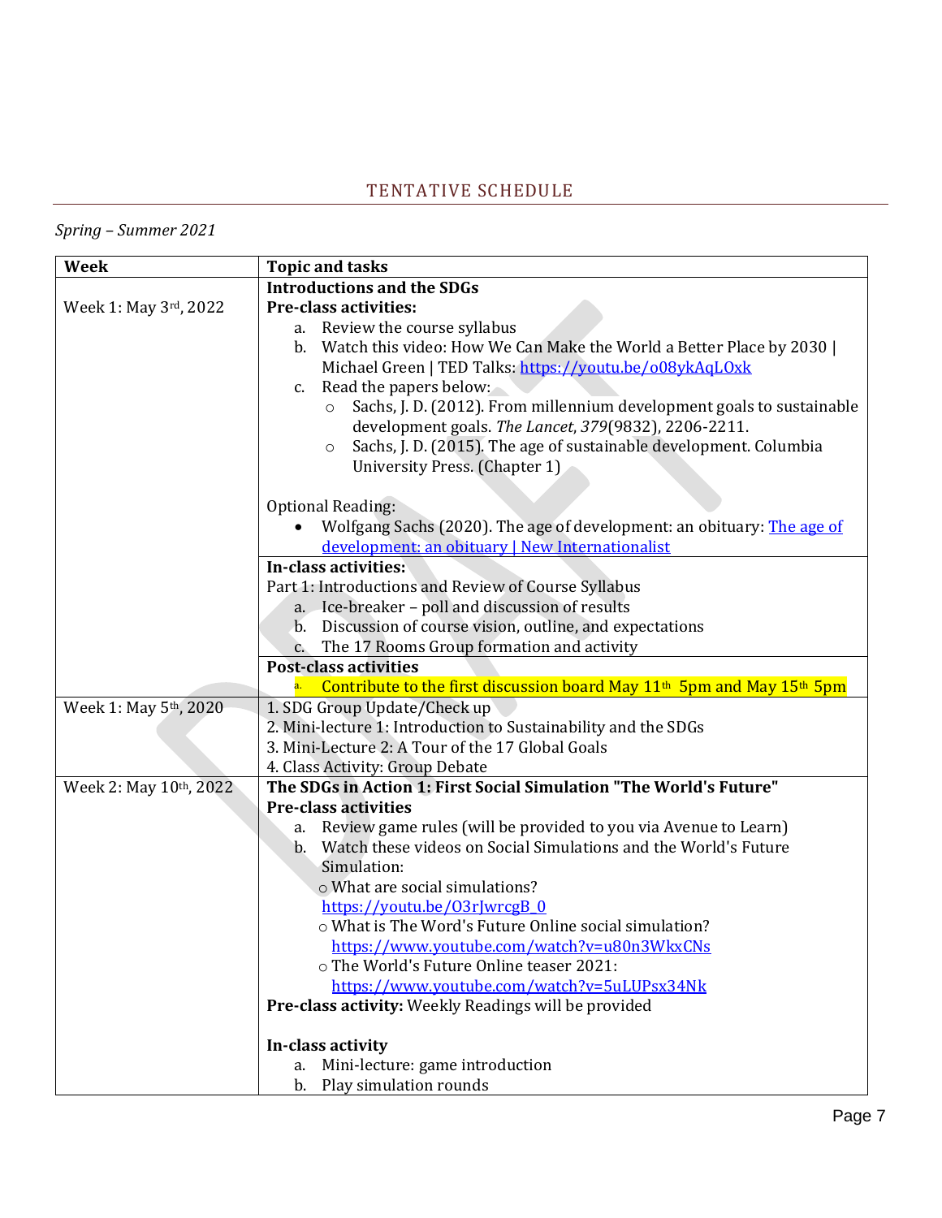## TENTATIVE SCHEDULE

*Spring – Summer 2021*

| Week | Topic and tasks |
|---|---|
| Week 1: May 3rd, 2022 | **Introductions and the SDGs**<br>**Pre-class activities:**<br>a. Review the course syllabus<br>b. Watch this video: How We Can Make the World a Better Place by 2030 \| Michael Green \| TED Talks: https://youtu.be/o08ykAqLOxk<br>c. Read the papers below:<br>○ Sachs, J. D. (2012). From millennium development goals to sustainable development goals. *The Lancet*, *379*(9832), 2206-2211.<br>○ Sachs, J. D. (2015). The age of sustainable development. Columbia University Press. (Chapter 1)<br><br>Optional Reading:<br>• Wolfgang Sachs (2020). The age of development: an obituary: The age of development: an obituary \| New Internationalist |
| | **In-class activities:**<br>Part 1: Introductions and Review of Course Syllabus<br>a. Ice-breaker – poll and discussion of results<br>b. Discussion of course vision, outline, and expectations<br>c. The 17 Rooms Group formation and activity |
| | **Post-class activities**<br>a. Contribute to the first discussion board May 11th 5pm and May 15th 5pm |
| Week 1: May 5th, 2020 | 1. SDG Group Update/Check up<br>2. Mini-lecture 1: Introduction to Sustainability and the SDGs<br>3. Mini-Lecture 2: A Tour of the 17 Global Goals<br>4. Class Activity: Group Debate |
| Week 2: May 10th, 2022 | **The SDGs in Action 1: First Social Simulation "The World's Future"**<br>**Pre-class activities**<br>a. Review game rules (will be provided to you via Avenue to Learn)<br>b. Watch these videos on Social Simulations and the World's Future Simulation:<br>○ What are social simulations? https://youtu.be/O3rJwrcgB_0<br>○ What is The Word's Future Online social simulation? https://www.youtube.com/watch?v=u80n3WkxCNs<br>○ The World's Future Online teaser 2021: https://www.youtube.com/watch?v=5uLUPsx34Nk<br>**Pre-class activity:** Weekly Readings will be provided<br><br>**In-class activity**<br>a. Mini-lecture: game introduction<br>b. Play simulation rounds |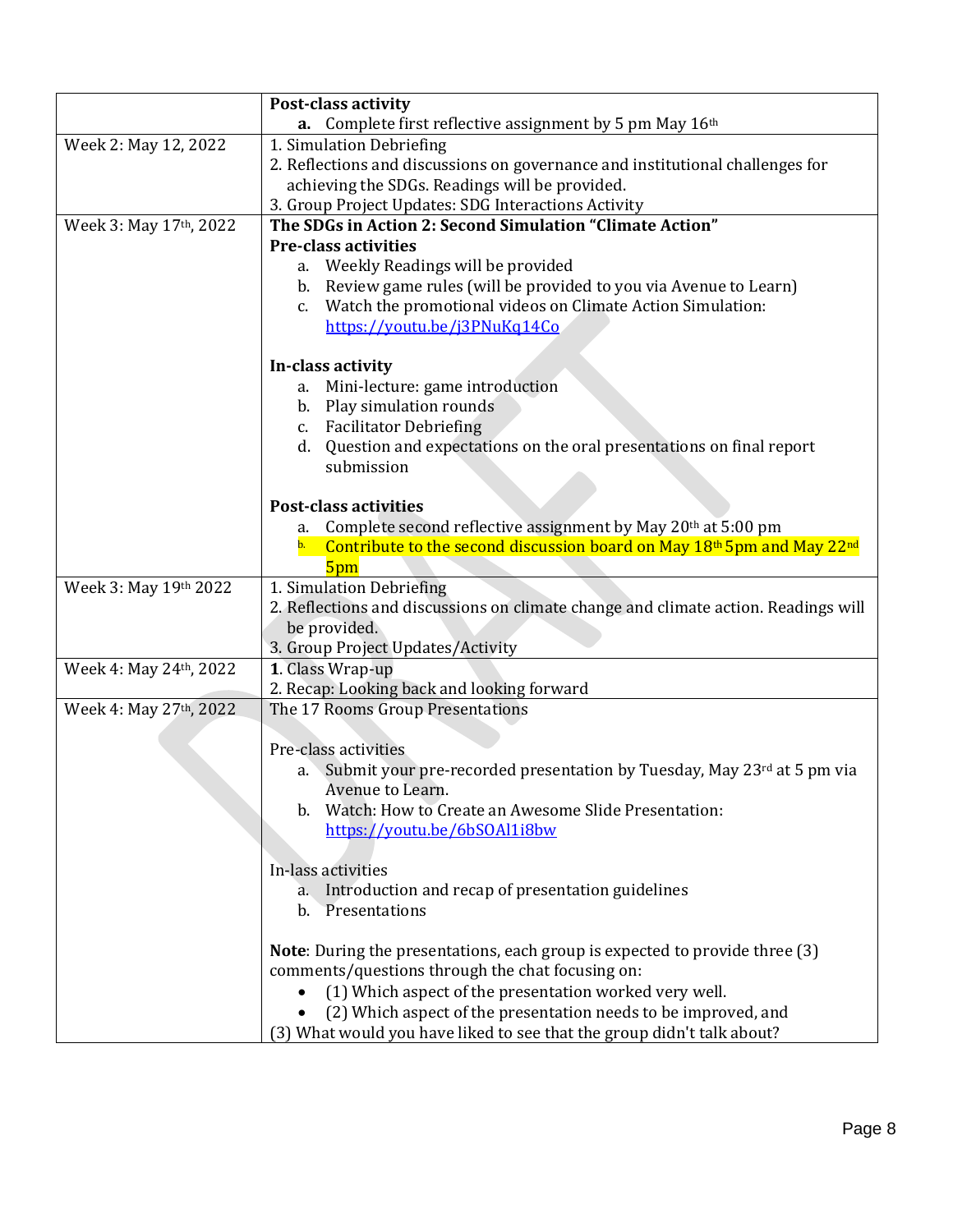| | |
|---|---|
| | **Post-class activity**<br>**a.** Complete first reflective assignment by 5 pm May 16th |
| Week 2: May 12, 2022 | 1. Simulation Debriefing<br>2. Reflections and discussions on governance and institutional challenges for achieving the SDGs. Readings will be provided.<br>3. Group Project Updates: SDG Interactions Activity |
| Week 3: May 17th, 2022 | **The SDGs in Action 2: Second Simulation "Climate Action"**<br>**Pre-class activities**<br>a. Weekly Readings will be provided<br>b. Review game rules (will be provided to you via Avenue to Learn)<br>c. Watch the promotional videos on Climate Action Simulation: https://youtu.be/j3PNuKq14Co<br><br>**In-class activity**<br>a. Mini-lecture: game introduction<br>b. Play simulation rounds<br>c. Facilitator Debriefing<br>d. Question and expectations on the oral presentations on final report submission<br><br>**Post-class activities**<br>a. Complete second reflective assignment by May 20th at 5:00 pm<br>b. Contribute to the second discussion board on May 18th 5pm and May 22nd 5pm |
| Week 3: May 19th 2022 | 1. Simulation Debriefing<br>2. Reflections and discussions on climate change and climate action. Readings will be provided.<br>3. Group Project Updates/Activity |
| Week 4: May 24th, 2022 | **1**. Class Wrap-up<br>2. Recap: Looking back and looking forward |
| Week 4: May 27th, 2022 | The 17 Rooms Group Presentations<br><br>Pre-class activities<br>a. Submit your pre-recorded presentation by Tuesday, May 23rd at 5 pm via Avenue to Learn.<br>b. Watch: How to Create an Awesome Slide Presentation: https://youtu.be/6bSOAl1i8bw<br><br>In-lass activities<br>a. Introduction and recap of presentation guidelines<br>b. Presentations<br><br>**Note**: During the presentations, each group is expected to provide three (3) comments/questions through the chat focusing on:<br>• (1) Which aspect of the presentation worked very well.<br>• (2) Which aspect of the presentation needs to be improved, and<br>(3) What would you have liked to see that the group didn't talk about? |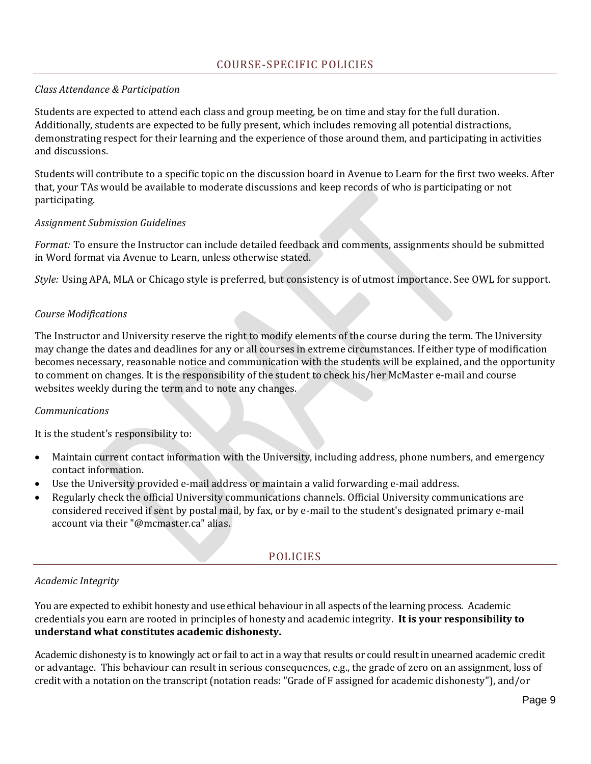## COURSE-SPECIFIC POLICIES

*Class Attendance & Participation*

Students are expected to attend each class and group meeting, be on time and stay for the full duration. Additionally, students are expected to be fully present, which includes removing all potential distractions, demonstrating respect for their learning and the experience of those around them, and participating in activities and discussions.

Students will contribute to a specific topic on the discussion board in Avenue to Learn for the first two weeks. After that, your TAs would be available to moderate discussions and keep records of who is participating or not participating.

*Assignment Submission Guidelines*

*Format:* To ensure the Instructor can include detailed feedback and comments, assignments should be submitted in Word format via Avenue to Learn, unless otherwise stated.

*Style:* Using APA, MLA or Chicago style is preferred, but consistency is of utmost importance. See OWL for support.

*Course Modifications*

The Instructor and University reserve the right to modify elements of the course during the term. The University may change the dates and deadlines for any or all courses in extreme circumstances. If either type of modification becomes necessary, reasonable notice and communication with the students will be explained, and the opportunity to comment on changes. It is the responsibility of the student to check his/her McMaster e-mail and course websites weekly during the term and to note any changes.

*Communications*

It is the student's responsibility to:

- Maintain current contact information with the University, including address, phone numbers, and emergency contact information.
- Use the University provided e-mail address or maintain a valid forwarding e-mail address.
- Regularly check the official University communications channels. Official University communications are considered received if sent by postal mail, by fax, or by e-mail to the student's designated primary e-mail account via their "@mcmaster.ca" alias.

## POLICIES

*Academic Integrity*

You are expected to exhibit honesty and use ethical behaviour in all aspects of the learning process. Academic credentials you earn are rooted in principles of honesty and academic integrity. **It is your responsibility to understand what constitutes academic dishonesty.**

Academic dishonesty is to knowingly act or fail to act in a way that results or could result in unearned academic credit or advantage. This behaviour can result in serious consequences, e.g., the grade of zero on an assignment, loss of credit with a notation on the transcript (notation reads: "Grade of F assigned for academic dishonesty"), and/or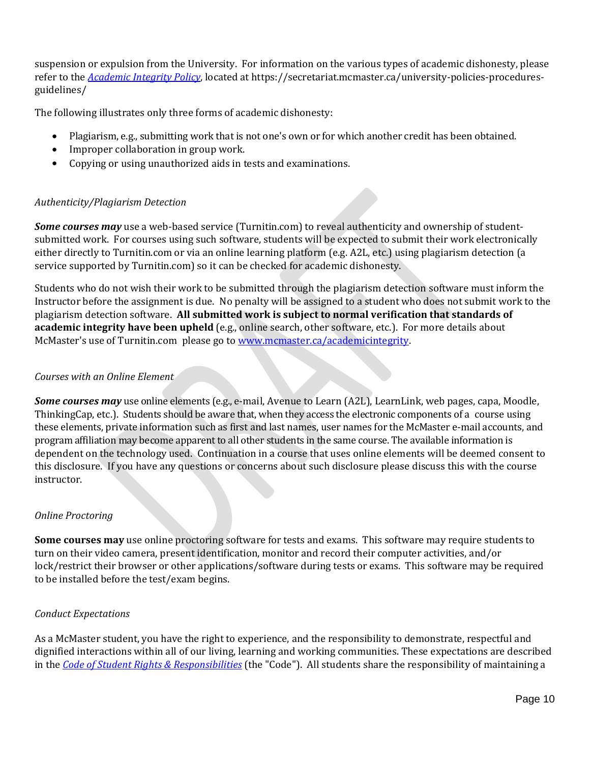suspension or expulsion from the University. For information on the various types of academic dishonesty, please refer to the *Academic Integrity Policy*, located at https://secretariat.mcmaster.ca/university-policies-procedures-guidelines/

The following illustrates only three forms of academic dishonesty:

- Plagiarism, e.g., submitting work that is not one's own or for which another credit has been obtained.
- Improper collaboration in group work.
- Copying or using unauthorized aids in tests and examinations.

*Authenticity/Plagiarism Detection*

***Some courses may*** use a web-based service (Turnitin.com) to reveal authenticity and ownership of student-submitted work. For courses using such software, students will be expected to submit their work electronically either directly to Turnitin.com or via an online learning platform (e.g. A2L, etc.) using plagiarism detection (a service supported by Turnitin.com) so it can be checked for academic dishonesty.

Students who do not wish their work to be submitted through the plagiarism detection software must inform the Instructor before the assignment is due. No penalty will be assigned to a student who does not submit work to the plagiarism detection software. **All submitted work is subject to normal verification that standards of academic integrity have been upheld** (e.g., online search, other software, etc.). For more details about McMaster's use of Turnitin.com please go to www.mcmaster.ca/academicintegrity.

*Courses with an Online Element*

***Some courses may*** use online elements (e.g., e-mail, Avenue to Learn (A2L), LearnLink, web pages, capa, Moodle, ThinkingCap, etc.). Students should be aware that, when they access the electronic components of a course using these elements, private information such as first and last names, user names for the McMaster e-mail accounts, and program affiliation may become apparent to all other students in the same course. The available information is dependent on the technology used. Continuation in a course that uses online elements will be deemed consent to this disclosure. If you have any questions or concerns about such disclosure please discuss this with the course instructor.

*Online Proctoring*

**Some courses may** use online proctoring software for tests and exams. This software may require students to turn on their video camera, present identification, monitor and record their computer activities, and/or lock/restrict their browser or other applications/software during tests or exams. This software may be required to be installed before the test/exam begins.

*Conduct Expectations*

As a McMaster student, you have the right to experience, and the responsibility to demonstrate, respectful and dignified interactions within all of our living, learning and working communities. These expectations are described in the *Code of Student Rights & Responsibilities* (the "Code"). All students share the responsibility of maintaining a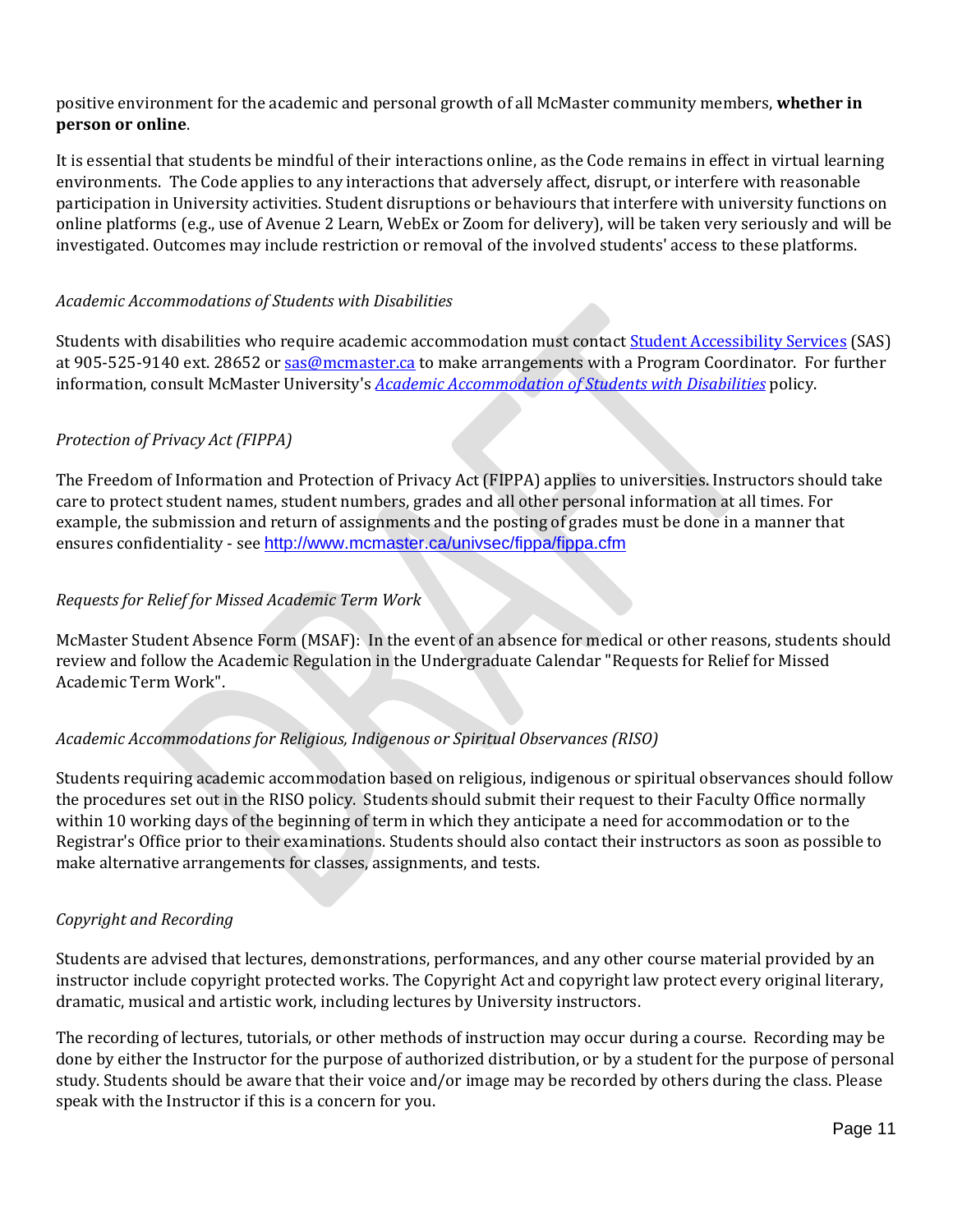positive environment for the academic and personal growth of all McMaster community members, **whether in person or online**.

It is essential that students be mindful of their interactions online, as the Code remains in effect in virtual learning environments. The Code applies to any interactions that adversely affect, disrupt, or interfere with reasonable participation in University activities. Student disruptions or behaviours that interfere with university functions on online platforms (e.g., use of Avenue 2 Learn, WebEx or Zoom for delivery), will be taken very seriously and will be investigated. Outcomes may include restriction or removal of the involved students' access to these platforms.

*Academic Accommodations of Students with Disabilities*

Students with disabilities who require academic accommodation must contact Student Accessibility Services (SAS) at 905-525-9140 ext. 28652 or sas@mcmaster.ca to make arrangements with a Program Coordinator. For further information, consult McMaster University's *Academic Accommodation of Students with Disabilities* policy.

*Protection of Privacy Act (FIPPA)*

The Freedom of Information and Protection of Privacy Act (FIPPA) applies to universities. Instructors should take care to protect student names, student numbers, grades and all other personal information at all times. For example, the submission and return of assignments and the posting of grades must be done in a manner that ensures confidentiality - see http://www.mcmaster.ca/univsec/fippa/fippa.cfm

*Requests for Relief for Missed Academic Term Work*

McMaster Student Absence Form (MSAF): In the event of an absence for medical or other reasons, students should review and follow the Academic Regulation in the Undergraduate Calendar "Requests for Relief for Missed Academic Term Work".

*Academic Accommodations for Religious, Indigenous or Spiritual Observances (RISO)*

Students requiring academic accommodation based on religious, indigenous or spiritual observances should follow the procedures set out in the RISO policy. Students should submit their request to their Faculty Office normally within 10 working days of the beginning of term in which they anticipate a need for accommodation or to the Registrar's Office prior to their examinations. Students should also contact their instructors as soon as possible to make alternative arrangements for classes, assignments, and tests.

*Copyright and Recording*

Students are advised that lectures, demonstrations, performances, and any other course material provided by an instructor include copyright protected works. The Copyright Act and copyright law protect every original literary, dramatic, musical and artistic work, including lectures by University instructors.

The recording of lectures, tutorials, or other methods of instruction may occur during a course. Recording may be done by either the Instructor for the purpose of authorized distribution, or by a student for the purpose of personal study. Students should be aware that their voice and/or image may be recorded by others during the class. Please speak with the Instructor if this is a concern for you.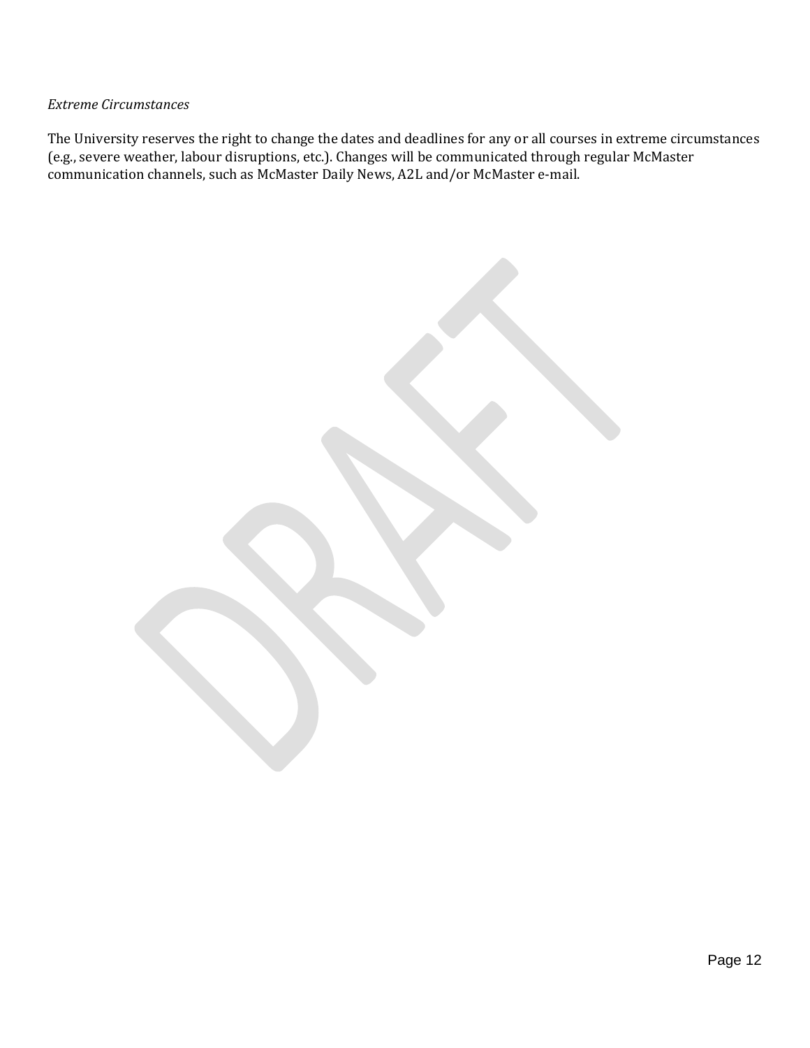*Extreme Circumstances*

The University reserves the right to change the dates and deadlines for any or all courses in extreme circumstances (e.g., severe weather, labour disruptions, etc.). Changes will be communicated through regular McMaster communication channels, such as McMaster Daily News, A2L and/or McMaster e-mail.